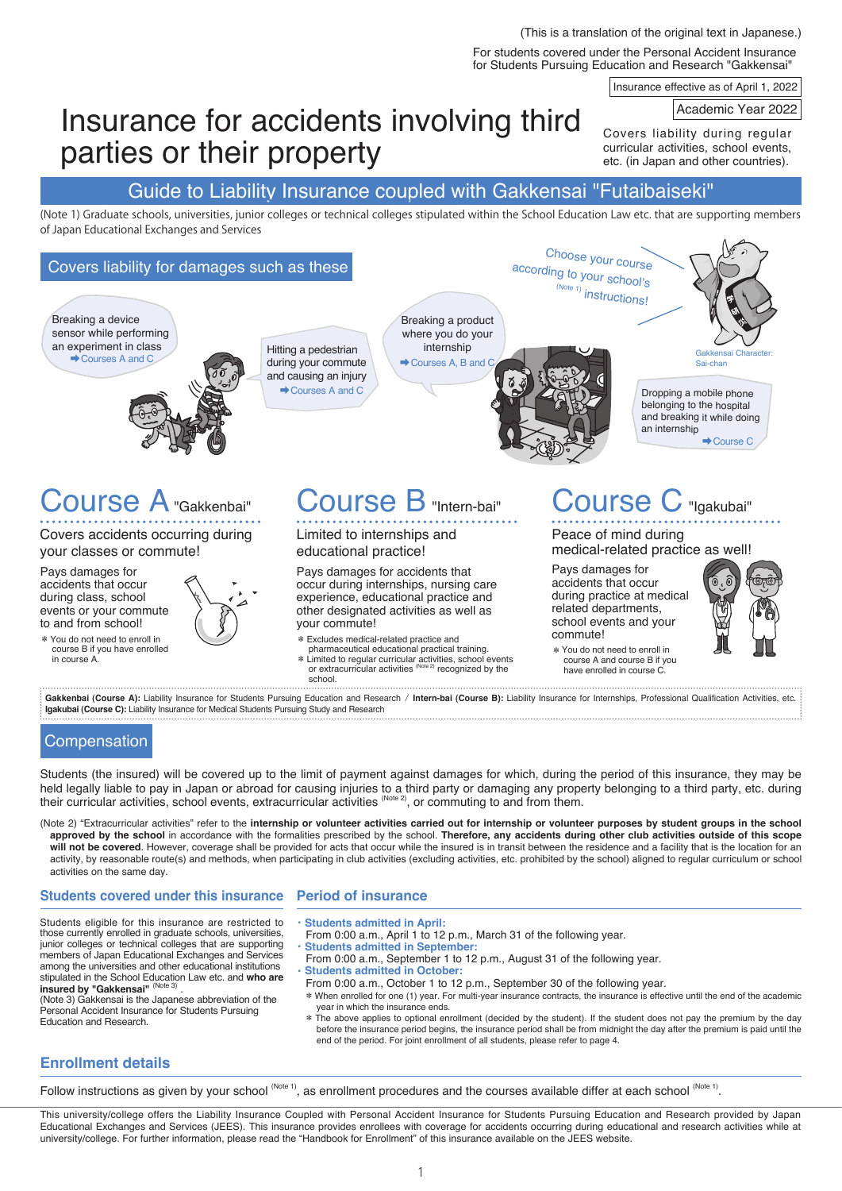(This is a translation of the original text in Japanese.)

For students covered under the Personal Accident Insurance for Students Pursuing Education and Research "Gakkensai"

Insurance effective as of April 1, 2022

Academic Year 2022

# Insurance for accidents involving third parties or their property

Covers liability during regular curricular activities, school events, etc. (in Japan and other countries).

## Guide to Liability Insurance coupled with Gakkensai "Futaibaiseki"

(Note 1) Graduate schools, universities, junior colleges or technical colleges stipulated within the School Education Law etc. that are supporting members of Japan Educational Exchanges and Services

## Covers liability for damages such as these

Choose your course according to your school's [(Note 1)] instructions!

- Breaking a device sensor while performing an experiment in class ➡Courses A and C
- Hitting a pedestrian during your commute and causing an injury ➡Courses A and C
- Breaking a product where you do your internship ➡Courses A, B and C
- Dropping a mobile phone belonging to the hospital and breaking it while doing an internship ➡Course C

Gakkensai Character: Sai-chan

## Course A "Gakkenbai"

Covers accidents occurring during your classes or commute!

Pays damages for accidents that occur during class, school events or your commute to and from school!

* You do not need to enroll in course B if you have enrolled in course A.

## Course B "Intern-bai"

Limited to internships and educational practice!

Pays damages for accidents that occur during internships, nursing care experience, educational practice and other designated activities as well as your commute!

* Excludes medical-related practice and pharmaceutical educational practical training.
* Limited to regular curricular activities, school events or extracurricular activities [(Note 2)] recognized by the school.

## Course C "Igakubai"

Peace of mind during medical-related practice as well!

Pays damages for accidents that occur during practice at medical related departments, school events and your commute!

* You do not need to enroll in course A and course B if you have enrolled in course C.

**Gakkenbai (Course A):** Liability Insurance for Students Pursuing Education and Research / **Intern-bai (Course B):** Liability Insurance for Internships, Professional Qualification Activities, etc.
**Igakubai (Course C):** Liability Insurance for Medical Students Pursuing Study and Research

## Compensation

Students (the insured) will be covered up to the limit of payment against damages for which, during the period of this insurance, they may be held legally liable to pay in Japan or abroad for causing injuries to a third party or damaging any property belonging to a third party, etc. during their curricular activities, school events, extracurricular activities [(Note 2)], or commuting to and from them.

(Note 2) "Extracurricular activities" refer to the **internship or volunteer activities carried out for internship or volunteer purposes by student groups in the school approved by the school** in accordance with the formalities prescribed by the school. **Therefore, any accidents during other club activities outside of this scope will not be covered**. However, coverage shall be provided for acts that occur while the insured is in transit between the residence and a facility that is the location for an activity, by reasonable route(s) and methods, when participating in club activities (excluding activities, etc. prohibited by the school) aligned to regular curriculum or school activities on the same day.

### Students covered under this insurance

Students eligible for this insurance are restricted to those currently enrolled in graduate schools, universities, junior colleges or technical colleges that are supporting members of Japan Educational Exchanges and Services among the universities and other educational institutions stipulated in the School Education Law etc. and **who are insured by "Gakkensai"** [(Note 3)].
(Note 3) Gakkensai is the Japanese abbreviation of the Personal Accident Insurance for Students Pursuing Education and Research.

### Period of insurance

- **Students admitted in April:**
  From 0:00 a.m., April 1 to 12 p.m., March 31 of the following year.
- **Students admitted in September:**
  From 0:00 a.m., September 1 to 12 p.m., August 31 of the following year.
- **Students admitted in October:**
  From 0:00 a.m., October 1 to 12 p.m., September 30 of the following year.

* When enrolled for one (1) year. For multi-year insurance contracts, the insurance is effective until the end of the academic year in which the insurance ends.
* The above applies to optional enrollment (decided by the student). If the student does not pay the premium by the day before the insurance period begins, the insurance period shall be from midnight the day after the premium is paid until the end of the period. For joint enrollment of all students, please refer to page 4.

### Enrollment details

Follow instructions as given by your school [(Note 1)], as enrollment procedures and the courses available differ at each school [(Note 1)].

This university/college offers the Liability Insurance Coupled with Personal Accident Insurance for Students Pursuing Education and Research provided by Japan Educational Exchanges and Services (JEES). This insurance provides enrollees with coverage for accidents occurring during educational and research activities while at university/college. For further information, please read the "Handbook for Enrollment" of this insurance available on the JEES website.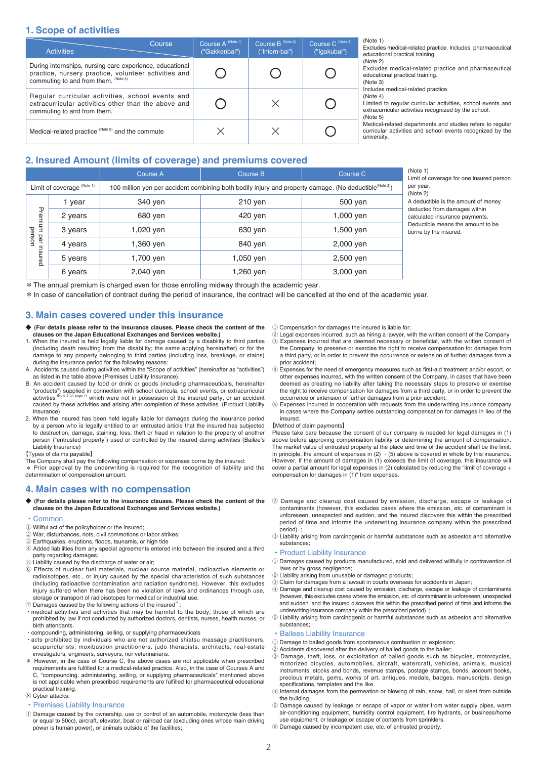## 1. Scope of activities

| Activities \ Course | Course A [Note 1] ("Gakkenbai") | Course B [Note 2] ("Intern-bai") | Course C [Note 3] ("Igakubai") |
|---|---|---|---|
| During internships, nursing care experience, educational practice, nursery practice, volunteer activities and commuting to and from them. [Note 4] | ◯ | ◯ | ◯ |
| Regular curricular activities, school events and extracurricular activities other than the above and commuting to and from them. | ◯ | × | ◯ |
| Medical-related practice [Note 5] and the commute | × | × | ◯ |

(Note 1)
Excludes medical-related practice. Includes pharmaceutical educational practical training.
(Note 2)
Excludes medical-related practice and pharmaceutical educational practical training.
(Note 3)
Includes medical-related practice.
(Note 4)
Limited to regular curricular activities, school events and extracurricular activities recognized by the school.
(Note 5)
Medical-related departments and studies refers to regular curricular activities and school events recognized by the university.

## 2. Insured Amount (limits of coverage) and premiums covered

| | | Course A | Course B | Course C |
|---|---|---|---|---|
| Limit of coverage [Note 1] | | 100 million yen per accident combining both bodily injury and property damage. (No deductible[Note 2]) | | |
| Premium per insured person | 1 year | 340 yen | 210 yen | 500 yen |
| | 2 years | 680 yen | 420 yen | 1,000 yen |
| | 3 years | 1,020 yen | 630 yen | 1,500 yen |
| | 4 years | 1,360 yen | 840 yen | 2,000 yen |
| | 5 years | 1,700 yen | 1,050 yen | 2,500 yen |
| | 6 years | 2,040 yen | 1,260 yen | 3,000 yen |

(Note 1)
Limit of coverage for one insured person per year.
(Note 2)
A deductible is the amount of money deducted from damages within calculated insurance payments. Deductible means the amount to be borne by the insured.

* The annual premium is charged even for those enrolling midway through the academic year.
* In case of cancellation of contract during the period of insurance, the contract will be cancelled at the end of the academic year.

## 3. Main cases covered under this insurance

◆ **(For details please refer to the insurance clauses. Please check the content of the clauses on the Japan Educational Exchanges and Services website.)**

1. When the insured is held legally liable for damage caused by a disability to third parties (including death resulting from the disability; the same applying hereinafter) or for the damage to any property belonging to third parties (including loss, breakage, or stains) during the insurance period for the following reasons:

A. Accidents caused during activities within the "Scope of activities" (hereinafter as "activities") as listed in the table above (Premises Liability Insurance).

B. An accident caused by food or drink or goods (including pharmaceuticals, hereinafter "products") supplied in connection with school curricula, school events, or extracurricular activities [Note 2 on page 1] which were not in possession of the insured party, or an accident caused by these activities and arising after completion of these activities. (Product Liability Insurance)

2. When the insured has been held legally liable for damages during the insurance period by a person who is legally entitled to an entrusted article that the insured has subjected to destruction, damage, staining, loss, theft or fraud in relation to the property of another person ("entrusted property") used or controlled by the insured during activities (Bailee's Liability Insurance)

【Types of claims payable】
The Company shall pay the following compensation or expenses borne by the insured:
* Prior approval by the underwriting is required for the recognition of liability and the determination of compensation amount.

① Compensation for damages the insured is liable for;
② Legal expenses incurred, such as hiring a lawyer, with the written consent of the Company
③ Expenses incurred that are deemed necessary or beneficial, with the written consent of the Company, to preserve or exercise the right to receive compensation for damages from a third party, or in order to prevent the occurrence or extension of further damages from a prior accident;
④ Expenses for the need of emergency measures such as first-aid treatment and/or escort, or other expenses incurred, with the written consent of the Company, in cases that have been deemed as creating no liability after taking the necessary steps to preserve or exercise the right to receive compensation for damages from a third party, or in order to prevent the occurrence or extension of further damages from a prior accident;
⑤ Expenses incurred in cooperation with requests from the underwriting insurance company in cases where the Company settles outstanding compensation for damages in lieu of the insured.

【Method of claim payments】
Please take care because the consent of our company is needed for legal damages in (1) above before approving compensation liability or determining the amount of compensation. The market value of entrusted property at the place and time of the accident shall be the limit. In principle, the amount of expenses in (2) - (5) above is covered in whole by this insurance. However, if the amount of damages in (1) exceeds the limit of coverage, this insurance will cover a partial amount for legal expenses in (2) calculated by reducing the "limit of coverage ÷ compensation for damages in (1)" from expenses.

## 4. Main cases with no compensation

◆ **(For details please refer to the insurance clauses. Please check the content of the clauses on the Japan Educational Exchanges and Services website.)**

・Common

① Willful act of the policyholder or the insured;
② War, disturbances, riots, civil commotions or labor strikes;
③ Earthquakes, eruptions, floods, tsunamis, or high tide
④ Added liabilities from any special agreements entered into between the insured and a third party regarding damages;
⑤ Liability caused by the discharge of water or air;
⑥ Effects of nuclear fuel materials, nuclear source material, radioactive elements or radioisotopes, etc., or injury caused by the special characteristics of such substances (including radioactive contamination and radiation syndrome). However, this excludes injury suffered when there has been no violation of laws and ordinances through use, storage or transport of radioisotopes for medical or industrial use.
⑦ Damages caused by the following actions of the insured*:
・medical activities and activities that may be harmful to the body, those of which are prohibited by law if not conducted by authorized doctors, dentists, nurses, health nurses, or birth attendants.
・compounding, administering, selling, or supplying pharmaceuticals
・acts prohibited by individuals who are not authorized shiatsu massage practitioners, acupuncturists, moxibustion practitioners, judo therapists, architects, real-estate investigators, engineers, surveyors, nor veterinarians.
* However, in the case of Course C, the above cases are not applicable when prescribed requirements are fulfilled for a medical-related practice. Also, in the case of Courses A and C, "compounding, administering, selling, or supplying pharmaceuticals" mentioned above is not applicable when prescribed requirements are fulfilled for pharmaceutical educational practical training.
⑧ Cyber attacks:

・Premises Liability Insurance

① Damage caused by the ownership, use or control of an automobile, motorcycle (less than or equal to 50cc), aircraft, elevator, boat or railroad car (excluding ones whose main driving power is human power), or animals outside of the facilities;
② Damage and cleanup cost caused by emission, discharge, escape or leakage of contaminants (however, this excludes cases where the emission, etc. of contaminant is unforeseen, unexpected and sudden, and the insured discovers this within the prescribed period of time and informs the underwriting insurance company within the prescribed period). ;
③ Liability arising from carcinogenic or harmful substances such as asbestos and alternative substances;

・Product Liability Insurance

① Damages caused by products manufactured, sold and delivered willfully in contravention of laws or by gross negligence;
② Liability arising from unusable or damaged products;
③ Claim for damages from a lawsuit in courts overseas for accidents in Japan;
④ Damage and cleanup cost caused by emission, discharge, escape or leakage of contaminants (however, this excludes cases where the emission, etc. of contaminant is unforeseen, unexpected and sudden, and the insured discovers this within the prescribed period of time and informs the underwriting insurance company within the prescribed period). ;
⑤ Liability arising from carcinogenic or harmful substances such as asbestos and alternative substances;

・Bailees Liability Insurance

① Damage to bailed goods from spontaneous combustion or explosion;
② Accidents discovered after the delivery of bailed goods to the bailer;
③ Damage, theft, loss, or exploitation of bailed goods such as bicycles, motorcycles, motorized bicycles, automobiles, aircraft, watercraft, vehicles, animals, musical instruments, stocks and bonds, revenue stamps, postage stamps, bonds, account books, precious metals, gems, works of art, antiques, medals, badges, manuscripts, design specifications, templates and the like.
④ Internal damages from the permeation or blowing of rain, snow, hail, or sleet from outside the building.
⑤ Damage caused by leakage or escape of vapor or water from water supply pipes, warm air-conditioning equipment, humidity control equipment, fire hydrants, or business/home use equipment, or leakage or escape of contents from sprinklers.
⑥ Damage caused by incompetent use, etc. of entrusted property.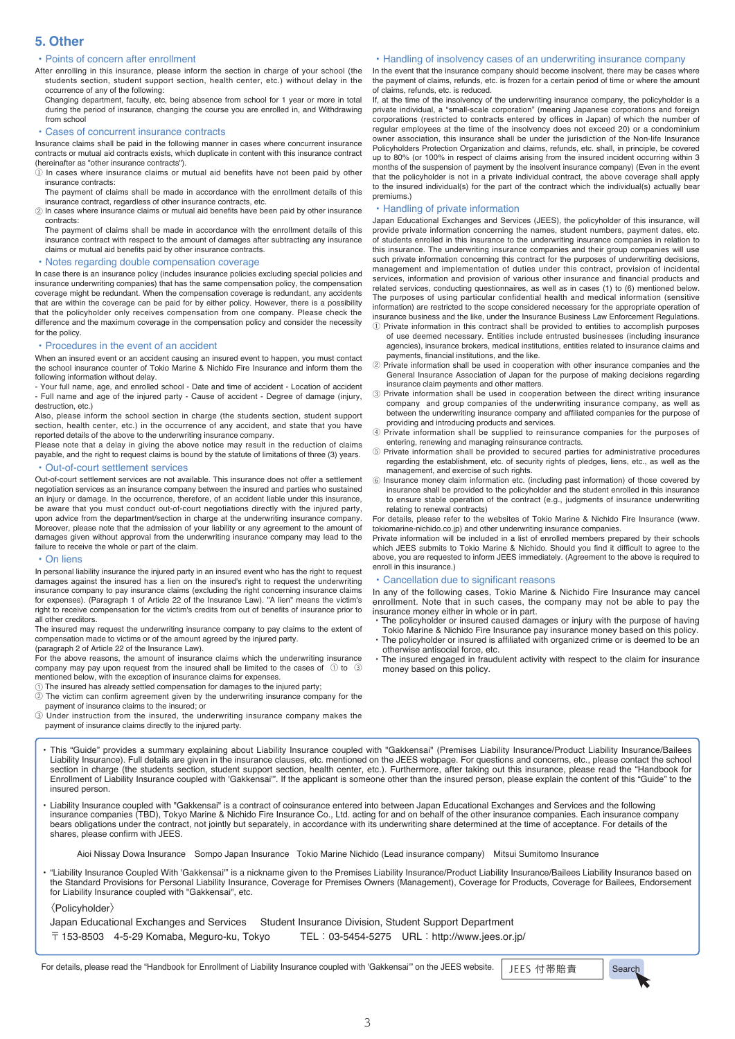## 5. Other

### ・Points of concern after enrollment

After enrolling in this insurance, please inform the section in charge of your school (the students section, student support section, health center, etc.) without delay in the occurrence of any of the following:

Changing department, faculty, etc, being absence from school for 1 year or more in total during the period of insurance, changing the course you are enrolled in, and Withdrawing from school

### ・Cases of concurrent insurance contracts

Insurance claims shall be paid in the following manner in cases where concurrent insurance contracts or mutual aid contracts exists, which duplicate in content with this insurance contract (hereinafter as "other insurance contracts").

① In cases where insurance claims or mutual aid benefits have not been paid by other insurance contracts:
The payment of claims shall be made in accordance with the enrollment details of this insurance contract, regardless of other insurance contracts, etc.

② In cases where insurance claims or mutual aid benefits have been paid by other insurance contracts:
The payment of claims shall be made in accordance with the enrollment details of this insurance contract with respect to the amount of damages after subtracting any insurance claims or mutual aid benefits paid by other insurance contracts.

### ・Notes regarding double compensation coverage

In case there is an insurance policy (includes insurance policies excluding special policies and insurance underwriting companies) that has the same compensation policy, the compensation coverage might be redundant. When the compensation coverage is redundant, any accidents that are within the coverage can be paid for by either policy. However, there is a possibility that the policyholder only receives compensation from one company. Please check the difference and the maximum coverage in the compensation policy and consider the necessity for the policy.

### ・Procedures in the event of an accident

When an insured event or an accident causing an insured event to happen, you must contact the school insurance counter of Tokio Marine & Nichido Fire Insurance and inform them the following information without delay.

- Your full name, age, and enrolled school - Date and time of accident - Location of accident
- Full name and age of the injured party - Cause of accident - Degree of damage (injury, destruction, etc.)

Also, please inform the school section in charge (the students section, student support section, health center, etc.) in the occurrence of any accident, and state that you have reported details of the above to the underwriting insurance company.

Please note that a delay in giving the above notice may result in the reduction of claims payable, and the right to request claims is bound by the statute of limitations of three (3) years.

### ・Out-of-court settlement services

Out-of-court settlement services are not available. This insurance does not offer a settlement negotiation services as an insurance company between the insured and parties who sustained an injury or damage. In the occurrence, therefore, of an accident liable under this insurance, be aware that you must conduct out-of-court negotiations directly with the injured party, upon advice from the department/section in charge of the underwriting insurance company. Moreover, please note that the admission of your liability or any agreement to the amount of damages given without approval from the underwriting insurance company may lead to the failure to receive the whole or part of the claim.

### ・On liens

In personal liability insurance the injured party in an insured event who has the right to request damages against the insured has a lien on the insured's right to request the underwriting insurance company to pay insurance claims (excluding the right concerning insurance claims for expenses). (Paragraph 1 of Article 22 of the Insurance Law). "A lien" means the victim's right to receive compensation for the victim's credits from out of benefits of insurance prior to all other creditors.

The insured may request the underwriting insurance company to pay claims to the extent of compensation made to victims or of the amount agreed by the injured party.

(paragraph 2 of Article 22 of the Insurance Law).

For the above reasons, the amount of insurance claims which the underwriting insurance company may pay upon request from the insured shall be limited to the cases of ① to ③ mentioned below, with the exception of insurance claims for expenses.

① The insured has already settled compensation for damages to the injured party;
② The victim can confirm agreement given by the underwriting insurance company for the payment of insurance claims to the insured; or
③ Under instruction from the insured, the underwriting insurance company makes the payment of insurance claims directly to the injured party.

### ・Handling of insolvency cases of an underwriting insurance company

In the event that the insurance company should become insolvent, there may be cases where the payment of claims, refunds, etc. is frozen for a certain period of time or where the amount of claims, refunds, etc. is reduced.

If, at the time of the insolvency of the underwriting insurance company, the policyholder is a private individual, a "small-scale corporation" (meaning Japanese corporations and foreign corporations (restricted to contracts entered by offices in Japan) of which the number of regular employees at the time of the insolvency does not exceed 20) or a condominium owner association, this insurance shall be under the jurisdiction of the Non-life Insurance Policyholders Protection Organization and claims, refunds, etc. shall, in principle, be covered up to 80% (or 100% in respect of claims arising from the insured incident occurring within 3 months of the suspension of payment by the insolvent insurance company) (Even in the event that the policyholder is not in a private individual contract, the above coverage shall apply to the insured individual(s) for the part of the contract which the individual(s) actually bear premiums.)

### ・Handling of private information

Japan Educational Exchanges and Services (JEES), the policyholder of this insurance, will provide private information concerning the names, student numbers, payment dates, etc. of students enrolled in this insurance to the underwriting insurance companies in relation to this insurance. The underwriting insurance companies and their group companies will use such private information concerning this contract for the purposes of underwriting decisions, management and implementation of duties under this contract, provision of incidental services, information and provision of various other insurance and financial products and related services, conducting questionnaires, as well as in cases (1) to (6) mentioned below. The purposes of using particular confidential health and medical information (sensitive information) are restricted to the scope considered necessary for the appropriate operation of insurance business and the like, under the Insurance Business Law Enforcement Regulations.

① Private information in this contract shall be provided to entities to accomplish purposes of use deemed necessary. Entities include entrusted businesses (including insurance agencies), insurance brokers, medical institutions, entities related to insurance claims and payments, financial institutions, and the like.
② Private information shall be used in cooperation with other insurance companies and the General Insurance Association of Japan for the purpose of making decisions regarding insurance claim payments and other matters.
③ Private information shall be used in cooperation between the direct writing insurance company and group companies of the underwriting insurance company, as well as between the underwriting insurance company and affiliated companies for the purpose of providing and introducing products and services.
④ Private information shall be provided to reinsurance companies for the purposes of entering, renewing and managing reinsurance contracts.
⑤ Private information shall be provided to secured parties for administrative procedures regarding the establishment, etc. of security rights of pledges, liens, etc., as well as the management, and exercise of such rights.
⑥ Insurance money claim information etc. (including past information) of those covered by insurance shall be provided to the policyholder and the student enrolled in this insurance to ensure stable operation of the contract (e.g., judgments of insurance underwriting relating to renewal contracts)

For details, please refer to the websites of Tokio Marine & Nichido Fire Insurance (www.tokiomarine-nichido.co.jp) and other underwriting insurance companies.

Private information will be included in a list of enrolled members prepared by their schools which JEES submits to Tokio Marine & Nichido. Should you find it difficult to agree to the above, you are requested to inform JEES immediately. (Agreement to the above is required to enroll in this insurance.)

### ・Cancellation due to significant reasons

In any of the following cases, Tokio Marine & Nichido Fire Insurance may cancel enrollment. Note that in such cases, the company may not be able to pay the insurance money either in whole or in part.

- The policyholder or insured caused damages or injury with the purpose of having Tokio Marine & Nichido Fire Insurance pay insurance money based on this policy.
- The policyholder or insured is affiliated with organized crime or is deemed to be an otherwise antisocial force, etc.
- The insured engaged in fraudulent activity with respect to the claim for insurance money based on this policy.

---

- This "Guide" provides a summary explaining about Liability Insurance coupled with "Gakkensai" (Premises Liability Insurance/Product Liability Insurance/Bailees Liability Insurance). Full details are given in the insurance clauses, etc. mentioned on the JEES webpage. For questions and concerns, etc., please contact the school section in charge (the students section, student support section, health center, etc.). Furthermore, after taking out this insurance, please read the "Handbook for Enrollment of Liability Insurance coupled with 'Gakkensai'". If the applicant is someone other than the insured person, please explain the content of this "Guide" to the insured person.

- Liability Insurance coupled with "Gakkensai" is a contract of coinsurance entered into between Japan Educational Exchanges and Services and the following insurance companies (TBD), Tokyo Marine & Nichido Fire Insurance Co., Ltd. acting for and on behalf of the other insurance companies. Each insurance company bears obligations under the contract, not jointly but separately, in accordance with its underwriting share determined at the time of acceptance. For details of the shares, please confirm with JEES.

  Aioi Nissay Dowa Insurance　Sompo Japan Insurance　Tokio Marine Nichido (Lead insurance company)　Mitsui Sumitomo Insurance

- "Liability Insurance Coupled With 'Gakkensai'" is a nickname given to the Premises Liability Insurance/Product Liability Insurance/Bailees Liability Insurance based on the Standard Provisions for Personal Liability Insurance, Coverage for Premises Owners (Management), Coverage for Products, Coverage for Bailees, Endorsement for Liability Insurance coupled with "Gakkensai", etc.

〈Policyholder〉

Japan Educational Exchanges and Services　Student Insurance Division, Student Support Department

〒153-8503　4-5-29 Komaba, Meguro-ku, Tokyo　　TEL：03-5454-5275　URL：http://www.jees.or.jp/

For details, please read the "Handbook for Enrollment of Liability Insurance coupled with 'Gakkensai'" on the JEES website.　JEES 付帯賠責　Search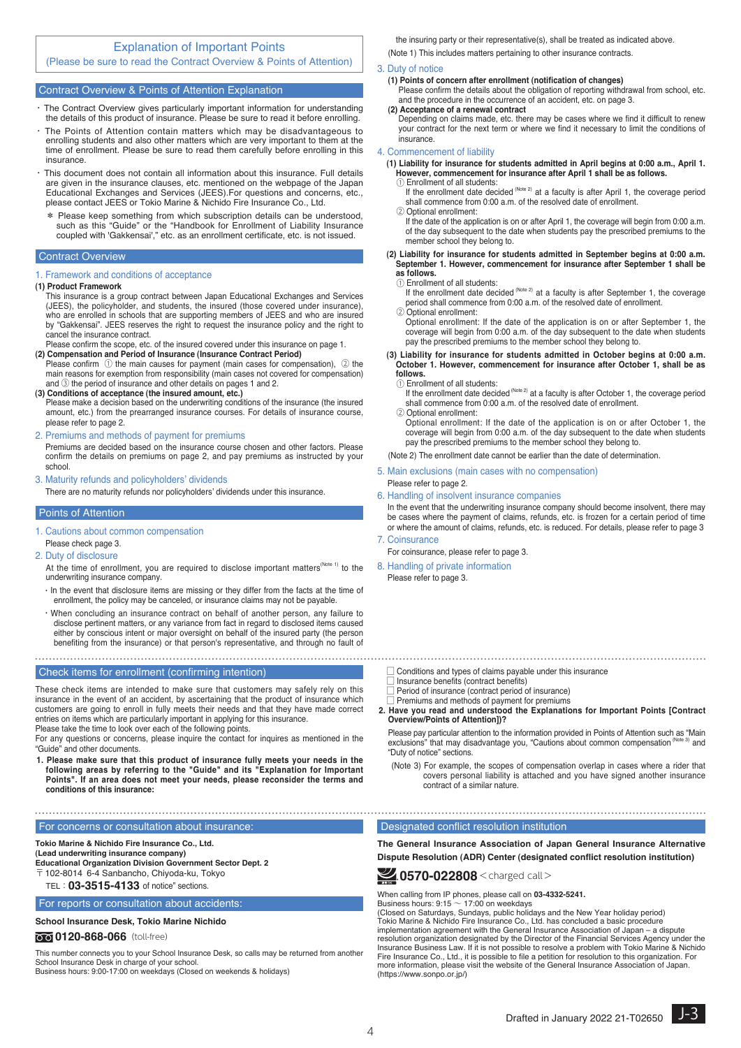# Explanation of Important Points

(Please be sure to read the Contract Overview & Points of Attention)

## Contract Overview & Points of Attention Explanation

- The Contract Overview gives particularly important information for understanding the details of this product of insurance. Please be sure to read it before enrolling.
- The Points of Attention contain matters which may be disadvantageous to enrolling students and also other matters which are very important to them at the time of enrollment. Please be sure to read them carefully before enrolling in this insurance.
- This document does not contain all information about this insurance. Full details are given in the insurance clauses, etc. mentioned on the webpage of the Japan Educational Exchanges and Services (JEES).For questions and concerns, etc., please contact JEES or Tokio Marine & Nichido Fire Insurance Co., Ltd.
  - ＊ Please keep something from which subscription details can be understood, such as this "Guide" or the "Handbook for Enrollment of Liability Insurance coupled with 'Gakkensai'," etc. as an enrollment certificate, etc. is not issued.

## Contract Overview

### 1. Framework and conditions of acceptance

**(1) Product Framework**

This insurance is a group contract between Japan Educational Exchanges and Services (JEES), the policyholder, and students, the insured (those covered under insurance), who are enrolled in schools that are supporting members of JEES and who are insured by "Gakkensai". JEES reserves the right to request the insurance policy and the right to cancel the insurance contract.

Please confirm the scope, etc. of the insured covered under this insurance on page 1.

**(2) Compensation and Period of Insurance (Insurance Contract Period)**

Please confirm ① the main causes for payment (main cases for compensation), ② the main reasons for exemption from responsibility (main cases not covered for compensation) and ③ the period of insurance and other details on pages 1 and 2.

**(3) Conditions of acceptance (the insured amount, etc.)**

Please make a decision based on the underwriting conditions of the insurance (the insured amount, etc.) from the prearranged insurance courses. For details of insurance course, please refer to page 2.

### 2. Premiums and methods of payment for premiums

Premiums are decided based on the insurance course chosen and other factors. Please confirm the details on premiums on page 2, and pay premiums as instructed by your school.

### 3. Maturity refunds and policyholders' dividends

There are no maturity refunds nor policyholders' dividends under this insurance.

## Points of Attention

### 1. Cautions about common compensation

Please check page 3.

### 2. Duty of disclosure

At the time of enrollment, you are required to disclose important matters(Note 1) to the underwriting insurance company.

- In the event that disclosure items are missing or they differ from the facts at the time of enrollment, the policy may be canceled, or insurance claims may not be payable.
- When concluding an insurance contract on behalf of another person, any failure to disclose pertinent matters, or any variance from fact in regard to disclosed items caused either by conscious intent or major oversight on behalf of the insured party (the person benefiting from the insurance) or that person's representative, and through no fault of the insuring party or their representative(s), shall be treated as indicated above.

(Note 1) This includes matters pertaining to other insurance contracts.

### 3. Duty of notice

**(1) Points of concern after enrollment (notification of changes)**

Please confirm the details about the obligation of reporting withdrawal from school, etc. and the procedure in the occurrence of an accident, etc. on page 3.

**(2) Acceptance of a renewal contract**

Depending on claims made, etc. there may be cases where we find it difficult to renew your contract for the next term or where we find it necessary to limit the conditions of insurance.

### 4. Commencement of liability

**(1) Liability for insurance for students admitted in April begins at 0:00 a.m., April 1. However, commencement for insurance after April 1 shall be as follows.**

① Enrollment of all students:
If the enrollment date decided (Note 2) at a faculty is after April 1, the coverage period shall commence from 0:00 a.m. of the resolved date of enrollment.

② Optional enrollment:
If the date of the application is on or after April 1, the coverage will begin from 0:00 a.m. of the day subsequent to the date when students pay the prescribed premiums to the member school they belong to.

**(2) Liability for insurance for students admitted in September begins at 0:00 a.m. September 1. However, commencement for insurance after September 1 shall be as follows.**

① Enrollment of all students:
If the enrollment date decided (Note 2) at a faculty is after September 1, the coverage period shall commence from 0:00 a.m. of the resolved date of enrollment.

② Optional enrollment:
Optional enrollment: If the date of the application is on or after September 1, the coverage will begin from 0:00 a.m. of the day subsequent to the date when students pay the prescribed premiums to the member school they belong to.

**(3) Liability for insurance for students admitted in October begins at 0:00 a.m. October 1. However, commencement for insurance after October 1, shall be as follows.**

① Enrollment of all students:
If the enrollment date decided (Note 2) at a faculty is after October 1, the coverage period shall commence from 0:00 a.m. of the resolved date of enrollment.

② Optional enrollment:
Optional enrollment: If the date of the application is on or after October 1, the coverage will begin from 0:00 a.m. of the day subsequent to the date when students pay the prescribed premiums to the member school they belong to.

(Note 2) The enrollment date cannot be earlier than the date of determination.

### 5. Main exclusions (main cases with no compensation)

Please refer to page 2.

### 6. Handling of insolvent insurance companies

In the event that the underwriting insurance company should become insolvent, there may be cases where the payment of claims, refunds, etc. is frozen for a certain period of time or where the amount of claims, refunds, etc. is reduced. For details, please refer to page 3

### 7. Coinsurance

For coinsurance, please refer to page 3.

### 8. Handling of private information

Please refer to page 3.

## Check items for enrollment (confirming intention)

These check items are intended to make sure that customers may safely rely on this insurance in the event of an accident, by ascertaining that the product of insurance which customers are going to enroll in fully meets their needs and that they have made correct entries on items which are particularly important in applying for this insurance.

Please take the time to look over each of the following points.

For any questions or concerns, please inquire the contact for inquires as mentioned in the "Guide" and other documents.

**1. Please make sure that this product of insurance fully meets your needs in the following areas by referring to the "Guide" and its "Explanation for Important Points". If an area does not meet your needs, please reconsider the terms and conditions of this insurance:**

- ☐ Conditions and types of claims payable under this insurance
- ☐ Insurance benefits (contract benefits)
- ☐ Period of insurance (contract period of insurance)
- ☐ Premiums and methods of payment for premiums

**2. Have you read and understood the Explanations for Important Points [Contract Overview/Points of Attention]?**

Please pay particular attention to the information provided in Points of Attention such as "Main exclusions" that may disadvantage you, "Cautions about common compensation (Note 3) and "Duty of notice" sections.

(Note 3) For example, the scopes of compensation overlap in cases where a rider that covers personal liability is attached and you have signed another insurance contract of a similar nature.

## For concerns or consultation about insurance:

**Tokio Marine & Nichido Fire Insurance Co., Ltd.**
**(Lead underwriting insurance company)**
**Educational Organization Division Government Sector Dept. 2**
〒102-8014 6-4 Sanbancho, Chiyoda-ku, Tokyo
TEL：**03-3515-4133** of notice" sections.

## For reports or consultation about accidents:

**School Insurance Desk, Tokio Marine Nichido**

**0120-868-066** (toll-free)

This number connects you to your School Insurance Desk, so calls may be returned from another School Insurance Desk in charge of your school.
Business hours: 9:00-17:00 on weekdays (Closed on weekends & holidays)

## Designated conflict resolution institution

**The General Insurance Association of Japan General Insurance Alternative Dispute Resolution (ADR) Center (designated conflict resolution institution)**

**0570-022808**＜charged call＞

When calling from IP phones, please call on **03-4332-5241.**
Business hours: 9:15 ～ 17:00 on weekdays
(Closed on Saturdays, Sundays, public holidays and the New Year holiday period)
Tokio Marine & Nichido Fire Insurance Co., Ltd. has concluded a basic procedure implementation agreement with the General Insurance Association of Japan – a dispute resolution organization designated by the Director of the Financial Services Agency under the Insurance Business Law. If it is not possible to resolve a problem with Tokio Marine & Nichido Fire Insurance Co., Ltd., it is possible to file a petition for resolution to this organization. For more information, please visit the website of the General Insurance Association of Japan. (https://www.sonpo.or.jp/)

Drafted in January 2022 21-T02650 J-3